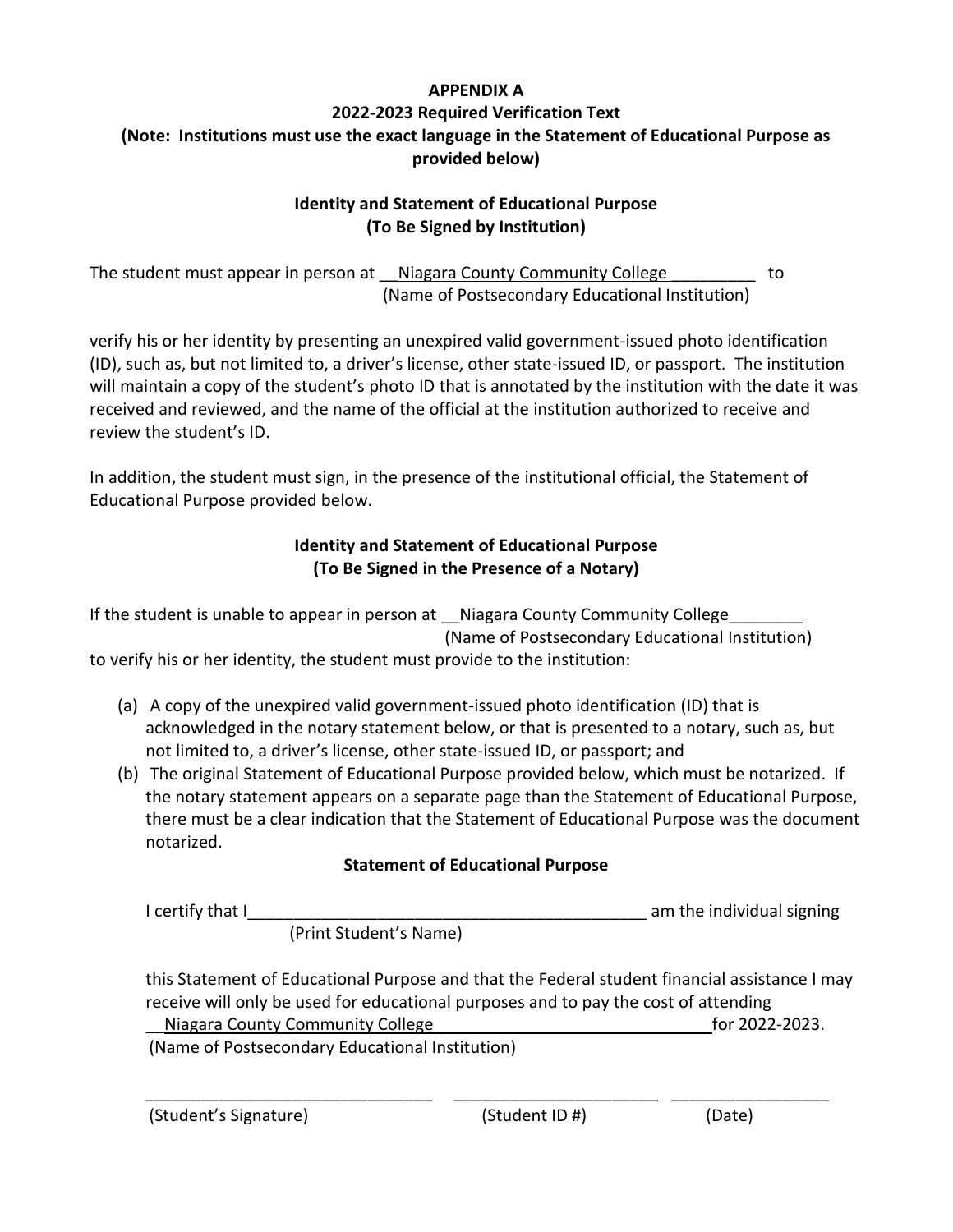**APPENDIX A**

**2022-2023 Required Verification Text**

**(Note: Institutions must use the exact language in the Statement of Educational Purpose as provided below)**

**Identity and Statement of Educational Purpose**
**(To Be Signed by Institution)**

The student must appear in person at __Niagara County Community College_________ to
(Name of Postsecondary Educational Institution)

verify his or her identity by presenting an unexpired valid government-issued photo identification (ID), such as, but not limited to, a driver's license, other state-issued ID, or passport. The institution will maintain a copy of the student's photo ID that is annotated by the institution with the date it was received and reviewed, and the name of the official at the institution authorized to receive and review the student's ID.

In addition, the student must sign, in the presence of the institutional official, the Statement of Educational Purpose provided below.

**Identity and Statement of Educational Purpose**
**(To Be Signed in the Presence of a Notary)**

If the student is unable to appear in person at __Niagara County Community College________
(Name of Postsecondary Educational Institution)
to verify his or her identity, the student must provide to the institution:

(a) A copy of the unexpired valid government-issued photo identification (ID) that is acknowledged in the notary statement below, or that is presented to a notary, such as, but not limited to, a driver's license, other state-issued ID, or passport; and
(b) The original Statement of Educational Purpose provided below, which must be notarized. If the notary statement appears on a separate page than the Statement of Educational Purpose, there must be a clear indication that the Statement of Educational Purpose was the document notarized.

**Statement of Educational Purpose**

I certify that I____________________________________________ am the individual signing
(Print Student's Name)

this Statement of Educational Purpose and that the Federal student financial assistance I may receive will only be used for educational purposes and to pay the cost of attending __Niagara County Community College_____________________________for 2022-2023.
(Name of Postsecondary Educational Institution)

________________________________ ______________________ _________________
(Student's Signature) (Student ID #) (Date)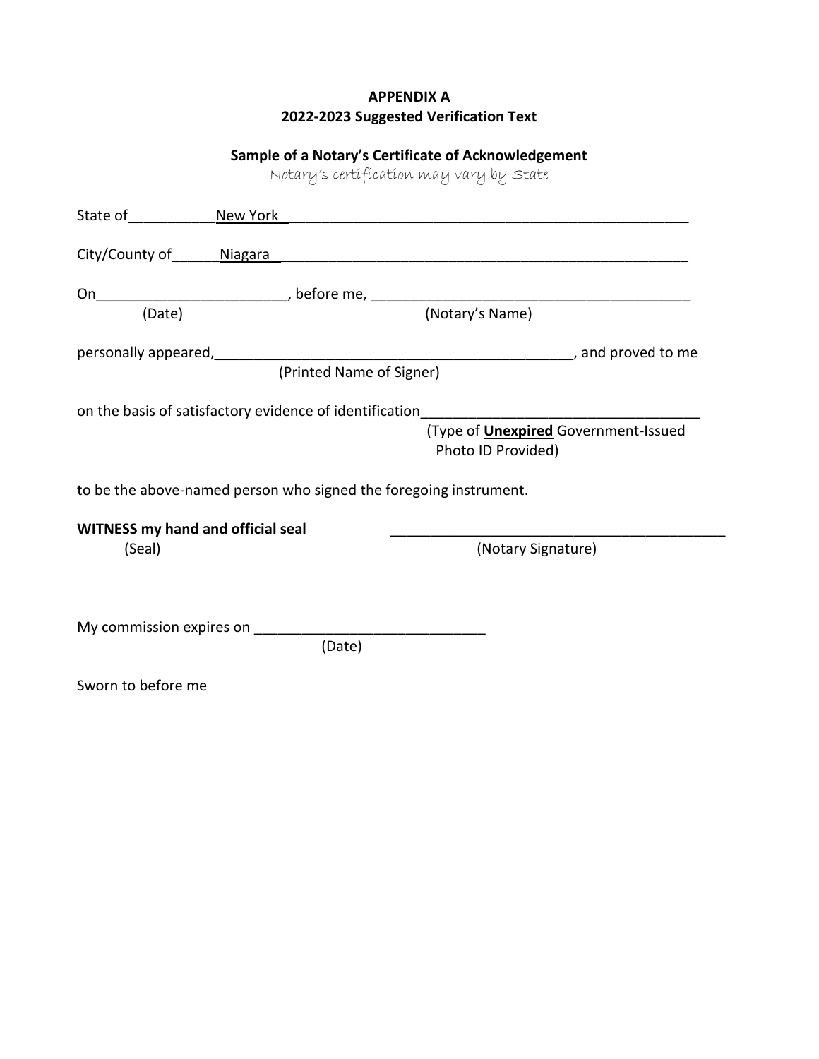**APPENDIX A**
**2022-2023 Suggested Verification Text**

**Sample of a Notary's Certificate of Acknowledgement**
*Notary's certification may vary by State*

State of___________New York _______________________________________________________

City/County of______Niagara _______________________________________________________

On________________________, before me, _________________________________________
(Date) (Notary's Name)

personally appeared,_____________________________________________, and proved to me
(Printed Name of Signer)

on the basis of satisfactory evidence of identification__________________________________
(Type of **Unexpired** Government-Issued Photo ID Provided)

to be the above-named person who signed the foregoing instrument.

**WITNESS my hand and official seal** ___________________________________________
(Seal) (Notary Signature)

My commission expires on _____________________________
(Date)

Sworn to before me